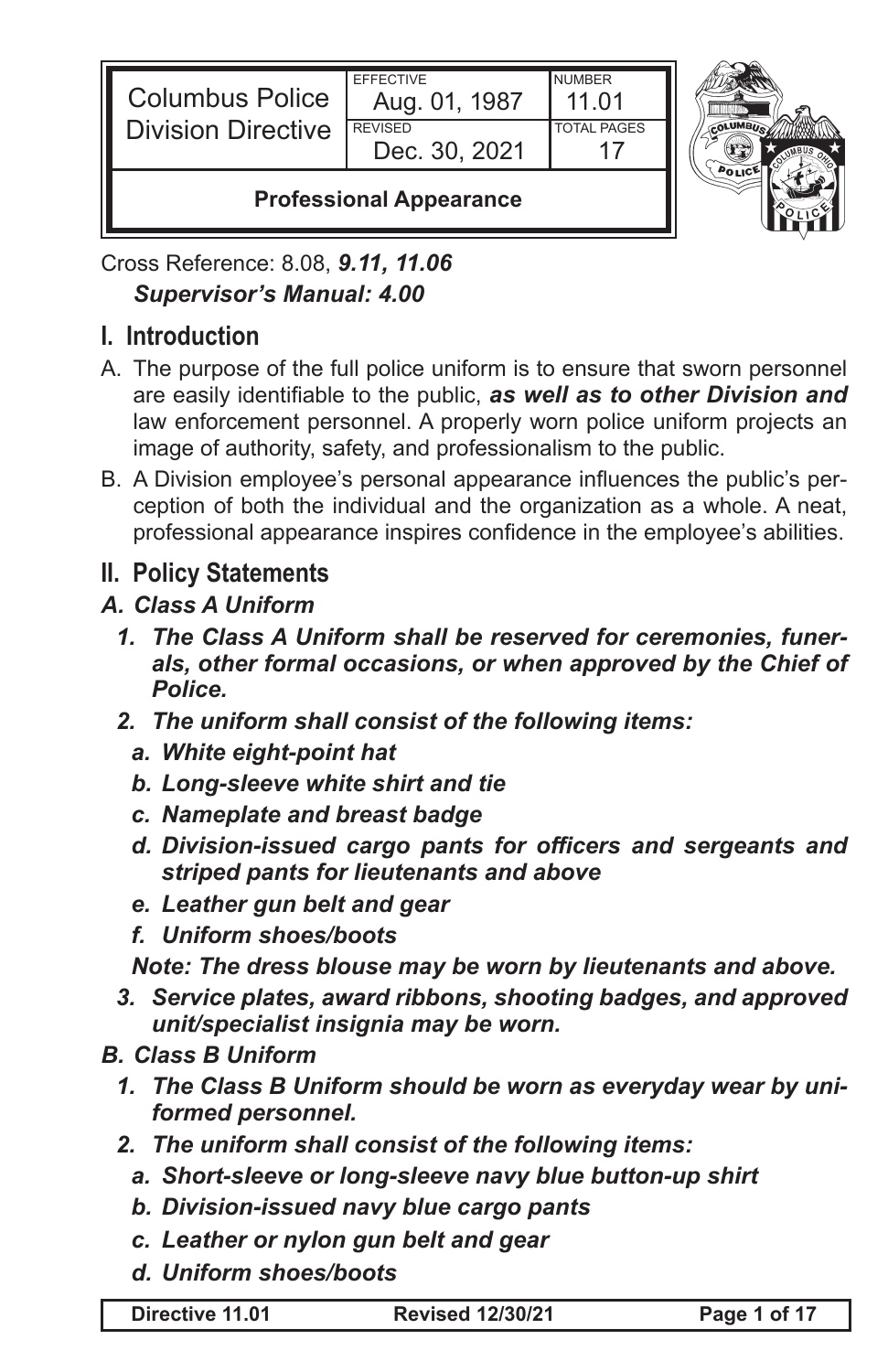| Columbus Police Division Directive | EFFECTIVE Aug. 01, 1987 | NUMBER 11.01 |
| --- | --- | --- |
| | REVISED Dec. 30, 2021 | TOTAL PAGES 17 |
| **Professional Appearance** | | |

Cross Reference: 8.08, ***9.11, 11.06***
***Supervisor's Manual: 4.00***

## I. Introduction

A. The purpose of the full police uniform is to ensure that sworn personnel are easily identifiable to the public, ***as well as to other Division and*** law enforcement personnel. A properly worn police uniform projects an image of authority, safety, and professionalism to the public.

B. A Division employee's personal appearance influences the public's perception of both the individual and the organization as a whole. A neat, professional appearance inspires confidence in the employee's abilities.

## II. Policy Statements

### *A. Class A Uniform*

***1. The Class A Uniform shall be reserved for ceremonies, funerals, other formal occasions, or when approved by the Chief of Police.***

***2. The uniform shall consist of the following items:***

- ***a. White eight-point hat***
- ***b. Long-sleeve white shirt and tie***
- ***c. Nameplate and breast badge***
- ***d. Division-issued cargo pants for officers and sergeants and striped pants for lieutenants and above***
- ***e. Leather gun belt and gear***
- ***f. Uniform shoes/boots***

***Note: The dress blouse may be worn by lieutenants and above.***

***3. Service plates, award ribbons, shooting badges, and approved unit/specialist insignia may be worn.***

### *B. Class B Uniform*

***1. The Class B Uniform should be worn as everyday wear by uniformed personnel.***

***2. The uniform shall consist of the following items:***

- ***a. Short-sleeve or long-sleeve navy blue button-up shirt***
- ***b. Division-issued navy blue cargo pants***
- ***c. Leather or nylon gun belt and gear***
- ***d. Uniform shoes/boots***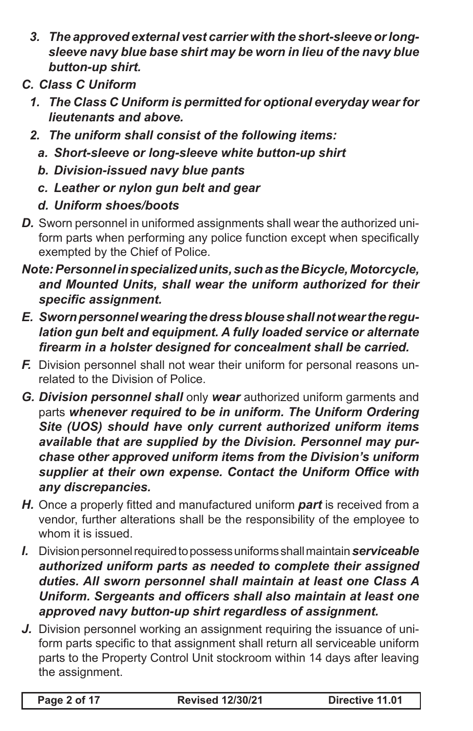3. ***The approved external vest carrier with the short-sleeve or long-sleeve navy blue base shirt may be worn in lieu of the navy blue button-up shirt.***

***C. Class C Uniform***

1. ***The Class C Uniform is permitted for optional everyday wear for lieutenants and above.***
2. ***The uniform shall consist of the following items:***
   a. ***Short-sleeve or long-sleeve white button-up shirt***
   b. ***Division-issued navy blue pants***
   c. ***Leather or nylon gun belt and gear***
   d. ***Uniform shoes/boots***

***D.*** Sworn personnel in uniformed assignments shall wear the authorized uniform parts when performing any police function except when specifically exempted by the Chief of Police.

***Note: Personnel in specialized units, such as the Bicycle, Motorcycle, and Mounted Units, shall wear the uniform authorized for their specific assignment.***

***E. Sworn personnel wearing the dress blouse shall not wear the regulation gun belt and equipment. A fully loaded service or alternate firearm in a holster designed for concealment shall be carried.***

***F.*** Division personnel shall not wear their uniform for personal reasons unrelated to the Division of Police.

***G. Division personnel shall*** only ***wear*** authorized uniform garments and parts ***whenever required to be in uniform. The Uniform Ordering Site (UOS) should have only current authorized uniform items available that are supplied by the Division. Personnel may purchase other approved uniform items from the Division's uniform supplier at their own expense. Contact the Uniform Office with any discrepancies.***

***H.*** Once a properly fitted and manufactured uniform ***part*** is received from a vendor, further alterations shall be the responsibility of the employee to whom it is issued.

***I.*** Division personnel required to possess uniforms shall maintain ***serviceable authorized uniform parts as needed to complete their assigned duties. All sworn personnel shall maintain at least one Class A Uniform. Sergeants and officers shall also maintain at least one approved navy button-up shirt regardless of assignment.***

***J.*** Division personnel working an assignment requiring the issuance of uniform parts specific to that assignment shall return all serviceable uniform parts to the Property Control Unit stockroom within 14 days after leaving the assignment.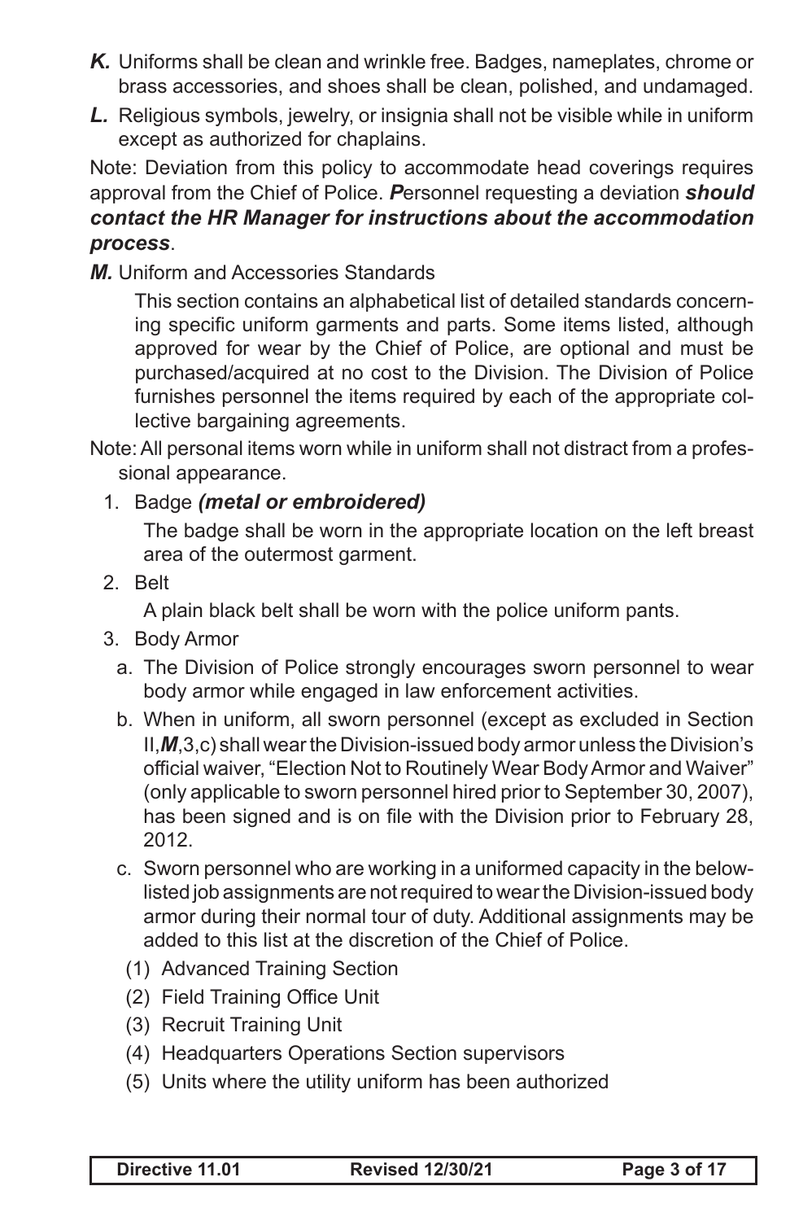***K.*** Uniforms shall be clean and wrinkle free. Badges, nameplates, chrome or brass accessories, and shoes shall be clean, polished, and undamaged.

***L.*** Religious symbols, jewelry, or insignia shall not be visible while in uniform except as authorized for chaplains.

Note: Deviation from this policy to accommodate head coverings requires approval from the Chief of Police. ***P***ersonnel requesting a deviation ***should contact the HR Manager for instructions about the accommodation process***.

***M.*** Uniform and Accessories Standards

This section contains an alphabetical list of detailed standards concerning specific uniform garments and parts. Some items listed, although approved for wear by the Chief of Police, are optional and must be purchased/acquired at no cost to the Division. The Division of Police furnishes personnel the items required by each of the appropriate collective bargaining agreements.

Note: All personal items worn while in uniform shall not distract from a professional appearance.

1. Badge ***(metal or embroidered)***

   The badge shall be worn in the appropriate location on the left breast area of the outermost garment.

2. Belt

   A plain black belt shall be worn with the police uniform pants.

3. Body Armor

   a. The Division of Police strongly encourages sworn personnel to wear body armor while engaged in law enforcement activities.

   b. When in uniform, all sworn personnel (except as excluded in Section II,***M***,3,c) shall wear the Division-issued body armor unless the Division's official waiver, "Election Not to Routinely Wear Body Armor and Waiver" (only applicable to sworn personnel hired prior to September 30, 2007), has been signed and is on file with the Division prior to February 28, 2012.

   c. Sworn personnel who are working in a uniformed capacity in the below-listed job assignments are not required to wear the Division-issued body armor during their normal tour of duty. Additional assignments may be added to this list at the discretion of the Chief of Police.

      (1) Advanced Training Section

      (2) Field Training Office Unit

      (3) Recruit Training Unit

      (4) Headquarters Operations Section supervisors

      (5) Units where the utility uniform has been authorized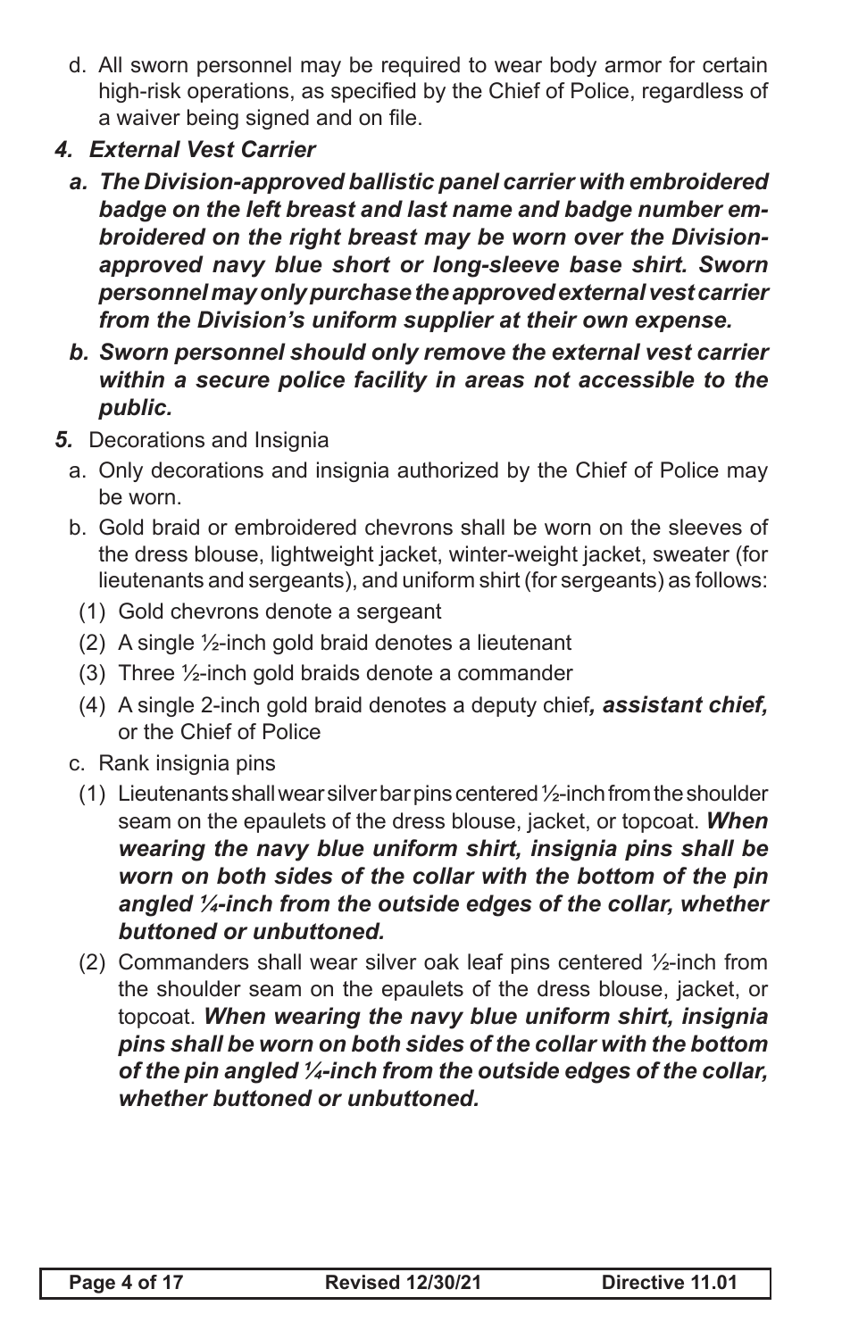d. All sworn personnel may be required to wear body armor for certain high-risk operations, as specified by the Chief of Police, regardless of a waiver being signed and on file.

***4. External Vest Carrier***

***a. The Division-approved ballistic panel carrier with embroidered badge on the left breast and last name and badge number embroidered on the right breast may be worn over the Division-approved navy blue short or long-sleeve base shirt. Sworn personnel may only purchase the approved external vest carrier from the Division's uniform supplier at their own expense.***

***b. Sworn personnel should only remove the external vest carrier within a secure police facility in areas not accessible to the public.***

***5.*** Decorations and Insignia

a. Only decorations and insignia authorized by the Chief of Police may be worn.

b. Gold braid or embroidered chevrons shall be worn on the sleeves of the dress blouse, lightweight jacket, winter-weight jacket, sweater (for lieutenants and sergeants), and uniform shirt (for sergeants) as follows:

(1) Gold chevrons denote a sergeant

(2) A single ½-inch gold braid denotes a lieutenant

(3) Three ½-inch gold braids denote a commander

(4) A single 2-inch gold braid denotes a deputy chief***, assistant chief,*** or the Chief of Police

c. Rank insignia pins

(1) Lieutenants shall wear silver bar pins centered ½-inch from the shoulder seam on the epaulets of the dress blouse, jacket, or topcoat. ***When wearing the navy blue uniform shirt, insignia pins shall be worn on both sides of the collar with the bottom of the pin angled ¼-inch from the outside edges of the collar, whether buttoned or unbuttoned.***

(2) Commanders shall wear silver oak leaf pins centered ½-inch from the shoulder seam on the epaulets of the dress blouse, jacket, or topcoat. ***When wearing the navy blue uniform shirt, insignia pins shall be worn on both sides of the collar with the bottom of the pin angled ¼-inch from the outside edges of the collar, whether buttoned or unbuttoned.***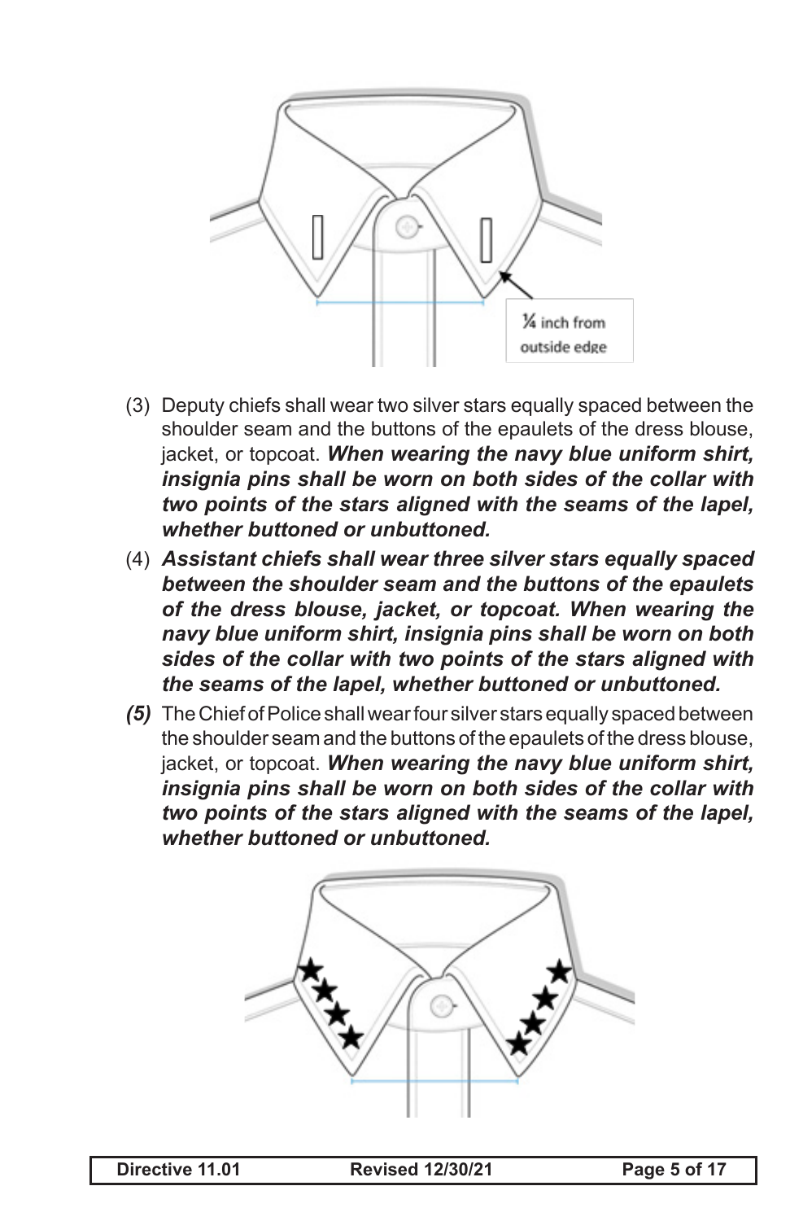¼ inch from outside edge

(3) Deputy chiefs shall wear two silver stars equally spaced between the shoulder seam and the buttons of the epaulets of the dress blouse, jacket, or topcoat. ***When wearing the navy blue uniform shirt, insignia pins shall be worn on both sides of the collar with two points of the stars aligned with the seams of the lapel, whether buttoned or unbuttoned.***

(4) ***Assistant chiefs shall wear three silver stars equally spaced between the shoulder seam and the buttons of the epaulets of the dress blouse, jacket, or topcoat. When wearing the navy blue uniform shirt, insignia pins shall be worn on both sides of the collar with two points of the stars aligned with the seams of the lapel, whether buttoned or unbuttoned.***

***(5)*** The Chief of Police shall wear four silver stars equally spaced between the shoulder seam and the buttons of the epaulets of the dress blouse, jacket, or topcoat. ***When wearing the navy blue uniform shirt, insignia pins shall be worn on both sides of the collar with two points of the stars aligned with the seams of the lapel, whether buttoned or unbuttoned.***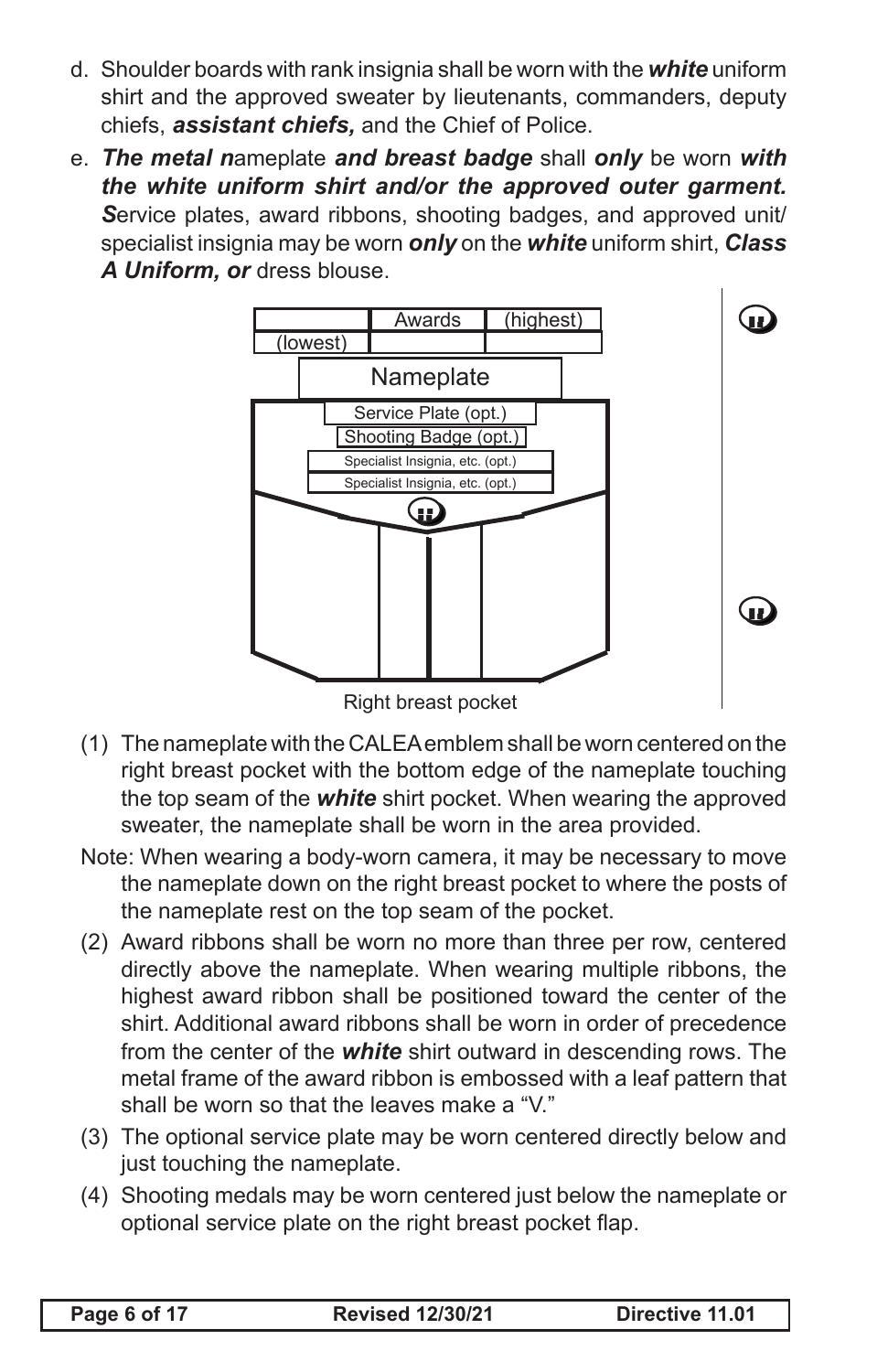d. Shoulder boards with rank insignia shall be worn with the ***white*** uniform shirt and the approved sweater by lieutenants, commanders, deputy chiefs, ***assistant chiefs,*** and the Chief of Police.

e. ***The metal n***ameplate ***and breast badge*** shall ***only*** be worn ***with the white uniform shirt and/or the approved outer garment. S***ervice plates, award ribbons, shooting badges, and approved unit/specialist insignia may be worn ***only*** on the ***white*** uniform shirt, ***Class A Uniform, or*** dress blouse.

| | Awards | (highest) |
|---|---|---|
| (lowest) | | |

Nameplate

Service Plate (opt.)

Shooting Badge (opt.)

Specialist Insignia, etc. (opt.)

Specialist Insignia, etc. (opt.)

Right breast pocket

(1) The nameplate with the CALEA emblem shall be worn centered on the right breast pocket with the bottom edge of the nameplate touching the top seam of the ***white*** shirt pocket. When wearing the approved sweater, the nameplate shall be worn in the area provided.

Note: When wearing a body-worn camera, it may be necessary to move the nameplate down on the right breast pocket to where the posts of the nameplate rest on the top seam of the pocket.

(2) Award ribbons shall be worn no more than three per row, centered directly above the nameplate. When wearing multiple ribbons, the highest award ribbon shall be positioned toward the center of the shirt. Additional award ribbons shall be worn in order of precedence from the center of the ***white*** shirt outward in descending rows. The metal frame of the award ribbon is embossed with a leaf pattern that shall be worn so that the leaves make a "V."

(3) The optional service plate may be worn centered directly below and just touching the nameplate.

(4) Shooting medals may be worn centered just below the nameplate or optional service plate on the right breast pocket flap.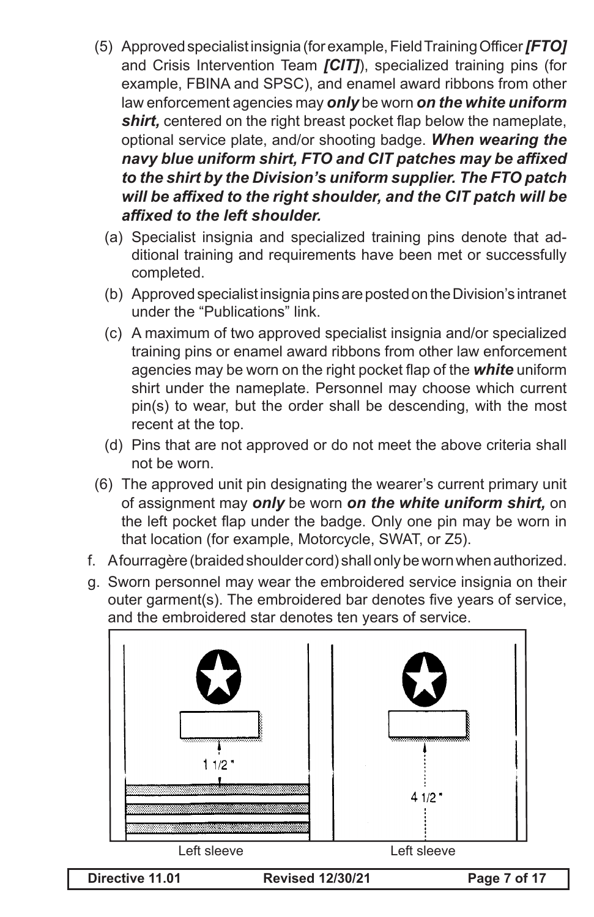(5) Approved specialist insignia (for example, Field Training Officer ***[FTO]*** and Crisis Intervention Team ***[CIT]***), specialized training pins (for example, FBINA and SPSC), and enamel award ribbons from other law enforcement agencies may ***only*** be worn ***on the white uniform shirt,*** centered on the right breast pocket flap below the nameplate, optional service plate, and/or shooting badge. ***When wearing the navy blue uniform shirt, FTO and CIT patches may be affixed to the shirt by the Division's uniform supplier. The FTO patch will be affixed to the right shoulder, and the CIT patch will be affixed to the left shoulder.***

  (a) Specialist insignia and specialized training pins denote that additional training and requirements have been met or successfully completed.

  (b) Approved specialist insignia pins are posted on the Division's intranet under the "Publications" link.

  (c) A maximum of two approved specialist insignia and/or specialized training pins or enamel award ribbons from other law enforcement agencies may be worn on the right pocket flap of the ***white*** uniform shirt under the nameplate. Personnel may choose which current pin(s) to wear, but the order shall be descending, with the most recent at the top.

  (d) Pins that are not approved or do not meet the above criteria shall not be worn.

(6) The approved unit pin designating the wearer's current primary unit of assignment may ***only*** be worn ***on the white uniform shirt,*** on the left pocket flap under the badge. Only one pin may be worn in that location (for example, Motorcycle, SWAT, or Z5).

f. A fourragère (braided shoulder cord) shall only be worn when authorized.

g. Sworn personnel may wear the embroidered service insignia on their outer garment(s). The embroidered bar denotes five years of service, and the embroidered star denotes ten years of service.

1 1/2"

Left sleeve

4 1/2"

Left sleeve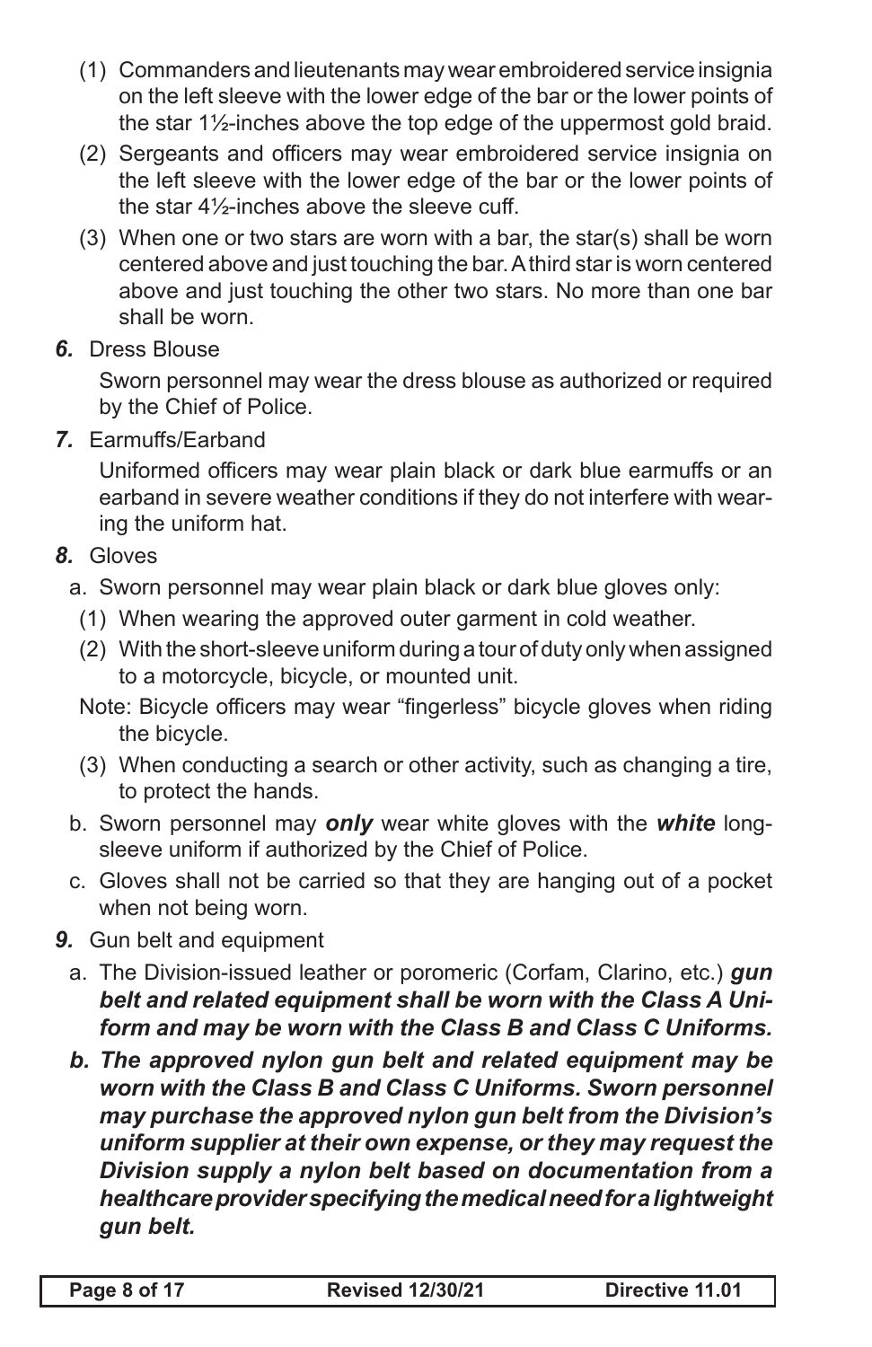(1) Commanders and lieutenants may wear embroidered service insignia on the left sleeve with the lower edge of the bar or the lower points of the star 1½-inches above the top edge of the uppermost gold braid.

(2) Sergeants and officers may wear embroidered service insignia on the left sleeve with the lower edge of the bar or the lower points of the star 4½-inches above the sleeve cuff.

(3) When one or two stars are worn with a bar, the star(s) shall be worn centered above and just touching the bar. A third star is worn centered above and just touching the other two stars. No more than one bar shall be worn.

***6.*** Dress Blouse

Sworn personnel may wear the dress blouse as authorized or required by the Chief of Police.

***7.*** Earmuffs/Earband

Uniformed officers may wear plain black or dark blue earmuffs or an earband in severe weather conditions if they do not interfere with wearing the uniform hat.

***8.*** Gloves

a. Sworn personnel may wear plain black or dark blue gloves only:

(1) When wearing the approved outer garment in cold weather.

(2) With the short-sleeve uniform during a tour of duty only when assigned to a motorcycle, bicycle, or mounted unit.

Note: Bicycle officers may wear "fingerless" bicycle gloves when riding the bicycle.

(3) When conducting a search or other activity, such as changing a tire, to protect the hands.

b. Sworn personnel may ***only*** wear white gloves with the ***white*** long-sleeve uniform if authorized by the Chief of Police.

c. Gloves shall not be carried so that they are hanging out of a pocket when not being worn.

***9.*** Gun belt and equipment

a. The Division-issued leather or poromeric (Corfam, Clarino, etc.) ***gun belt and related equipment shall be worn with the Class A Uniform and may be worn with the Class B and Class C Uniforms.***

***b. The approved nylon gun belt and related equipment may be worn with the Class B and Class C Uniforms. Sworn personnel may purchase the approved nylon gun belt from the Division's uniform supplier at their own expense, or they may request the Division supply a nylon belt based on documentation from a healthcare provider specifying the medical need for a lightweight gun belt.***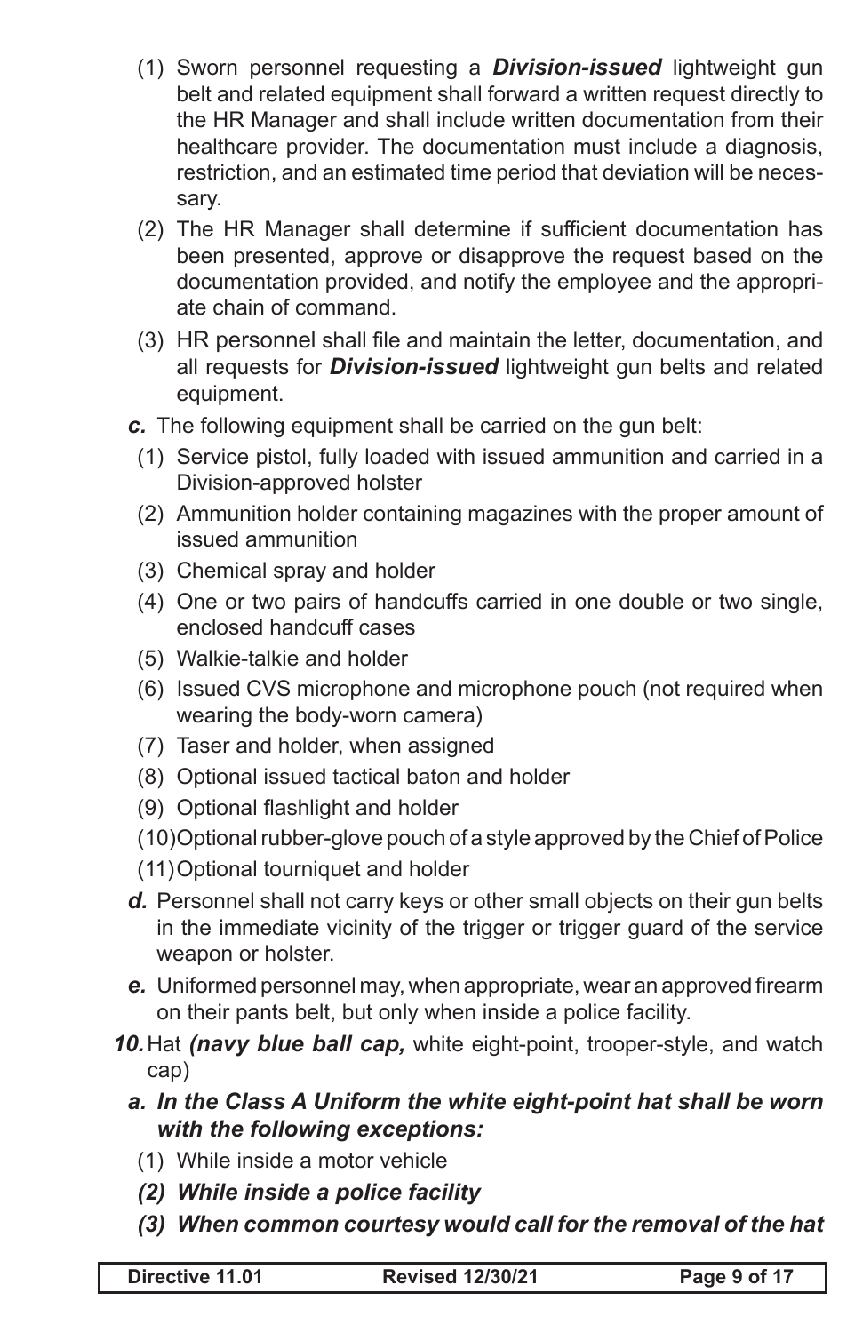(1) Sworn personnel requesting a ***Division-issued*** lightweight gun belt and related equipment shall forward a written request directly to the HR Manager and shall include written documentation from their healthcare provider. The documentation must include a diagnosis, restriction, and an estimated time period that deviation will be necessary.

(2) The HR Manager shall determine if sufficient documentation has been presented, approve or disapprove the request based on the documentation provided, and notify the employee and the appropriate chain of command.

(3) HR personnel shall file and maintain the letter, documentation, and all requests for ***Division-issued*** lightweight gun belts and related equipment.

***c.*** The following equipment shall be carried on the gun belt:

(1) Service pistol, fully loaded with issued ammunition and carried in a Division-approved holster

(2) Ammunition holder containing magazines with the proper amount of issued ammunition

(3) Chemical spray and holder

(4) One or two pairs of handcuffs carried in one double or two single, enclosed handcuff cases

(5) Walkie-talkie and holder

(6) Issued CVS microphone and microphone pouch (not required when wearing the body-worn camera)

(7) Taser and holder, when assigned

(8) Optional issued tactical baton and holder

(9) Optional flashlight and holder

(10) Optional rubber-glove pouch of a style approved by the Chief of Police

(11) Optional tourniquet and holder

***d.*** Personnel shall not carry keys or other small objects on their gun belts in the immediate vicinity of the trigger or trigger guard of the service weapon or holster.

***e.*** Uniformed personnel may, when appropriate, wear an approved firearm on their pants belt, but only when inside a police facility.

***10.*** Hat ***(navy blue ball cap,*** white eight-point, trooper-style, and watch cap)

***a. In the Class A Uniform the white eight-point hat shall be worn with the following exceptions:***

(1) While inside a motor vehicle

***(2) While inside a police facility***

***(3) When common courtesy would call for the removal of the hat***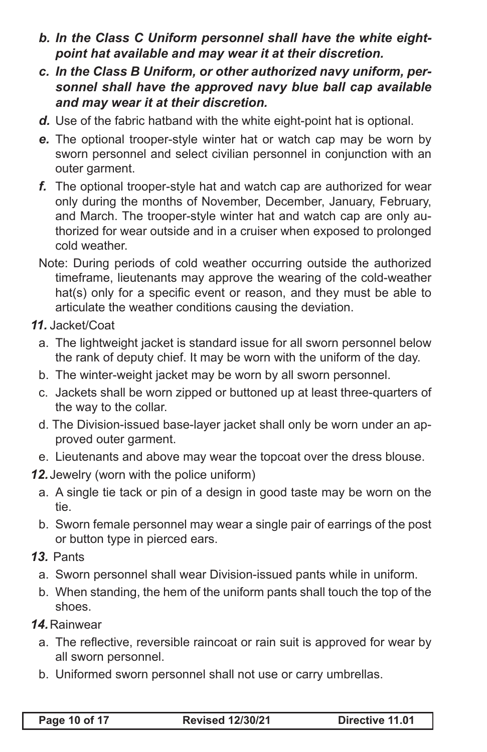***b. In the Class C Uniform personnel shall have the white eight-point hat available and may wear it at their discretion.***

***c. In the Class B Uniform, or other authorized navy uniform, personnel shall have the approved navy blue ball cap available and may wear it at their discretion.***

***d.*** Use of the fabric hatband with the white eight-point hat is optional.

***e.*** The optional trooper-style winter hat or watch cap may be worn by sworn personnel and select civilian personnel in conjunction with an outer garment.

***f.*** The optional trooper-style hat and watch cap are authorized for wear only during the months of November, December, January, February, and March. The trooper-style winter hat and watch cap are only authorized for wear outside and in a cruiser when exposed to prolonged cold weather.

Note: During periods of cold weather occurring outside the authorized timeframe, lieutenants may approve the wearing of the cold-weather hat(s) only for a specific event or reason, and they must be able to articulate the weather conditions causing the deviation.

***11.*** Jacket/Coat

a. The lightweight jacket is standard issue for all sworn personnel below the rank of deputy chief. It may be worn with the uniform of the day.

b. The winter-weight jacket may be worn by all sworn personnel.

c. Jackets shall be worn zipped or buttoned up at least three-quarters of the way to the collar.

d. The Division-issued base-layer jacket shall only be worn under an approved outer garment.

e. Lieutenants and above may wear the topcoat over the dress blouse.

***12.*** Jewelry (worn with the police uniform)

a. A single tie tack or pin of a design in good taste may be worn on the tie.

b. Sworn female personnel may wear a single pair of earrings of the post or button type in pierced ears.

***13.*** Pants

a. Sworn personnel shall wear Division-issued pants while in uniform.

b. When standing, the hem of the uniform pants shall touch the top of the shoes.

***14.*** Rainwear

a. The reflective, reversible raincoat or rain suit is approved for wear by all sworn personnel.

b. Uniformed sworn personnel shall not use or carry umbrellas.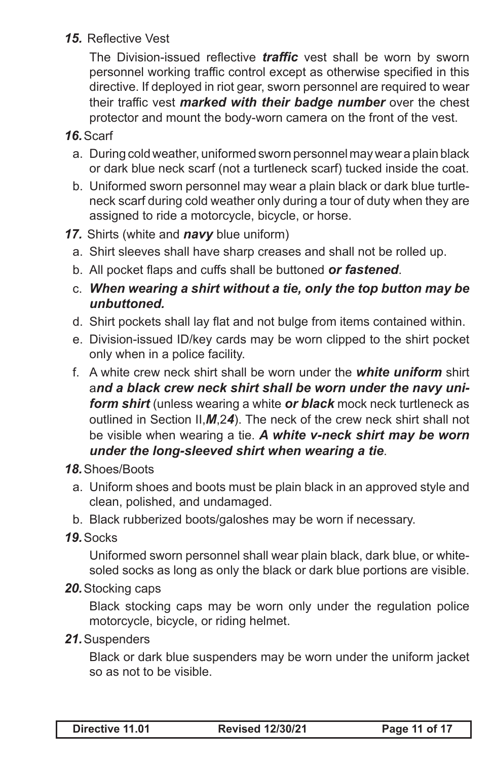***15.*** Reflective Vest

The Division-issued reflective ***traffic*** vest shall be worn by sworn personnel working traffic control except as otherwise specified in this directive. If deployed in riot gear, sworn personnel are required to wear their traffic vest ***marked with their badge number*** over the chest protector and mount the body-worn camera on the front of the vest.

***16.*** Scarf

a. During cold weather, uniformed sworn personnel may wear a plain black or dark blue neck scarf (not a turtleneck scarf) tucked inside the coat.

b. Uniformed sworn personnel may wear a plain black or dark blue turtleneck scarf during cold weather only during a tour of duty when they are assigned to ride a motorcycle, bicycle, or horse.

***17.*** Shirts (white and ***navy*** blue uniform)

a. Shirt sleeves shall have sharp creases and shall not be rolled up.

b. All pocket flaps and cuffs shall be buttoned ***or fastened***.

c. ***When wearing a shirt without a tie, only the top button may be unbuttoned.***

d. Shirt pockets shall lay flat and not bulge from items contained within.

e. Division-issued ID/key cards may be worn clipped to the shirt pocket only when in a police facility.

f. A white crew neck shirt shall be worn under the ***white uniform*** shirt a***nd a black crew neck shirt shall be worn under the navy uniform shirt*** (unless wearing a white ***or black*** mock neck turtleneck as outlined in Section II,***M***,2***4***). The neck of the crew neck shirt shall not be visible when wearing a tie. ***A white v-neck shirt may be worn under the long-sleeved shirt when wearing a tie***.

***18.*** Shoes/Boots

a. Uniform shoes and boots must be plain black in an approved style and clean, polished, and undamaged.

b. Black rubberized boots/galoshes may be worn if necessary.

***19.*** Socks

Uniformed sworn personnel shall wear plain black, dark blue, or white-soled socks as long as only the black or dark blue portions are visible.

***20.*** Stocking caps

Black stocking caps may be worn only under the regulation police motorcycle, bicycle, or riding helmet.

***21.*** Suspenders

Black or dark blue suspenders may be worn under the uniform jacket so as not to be visible.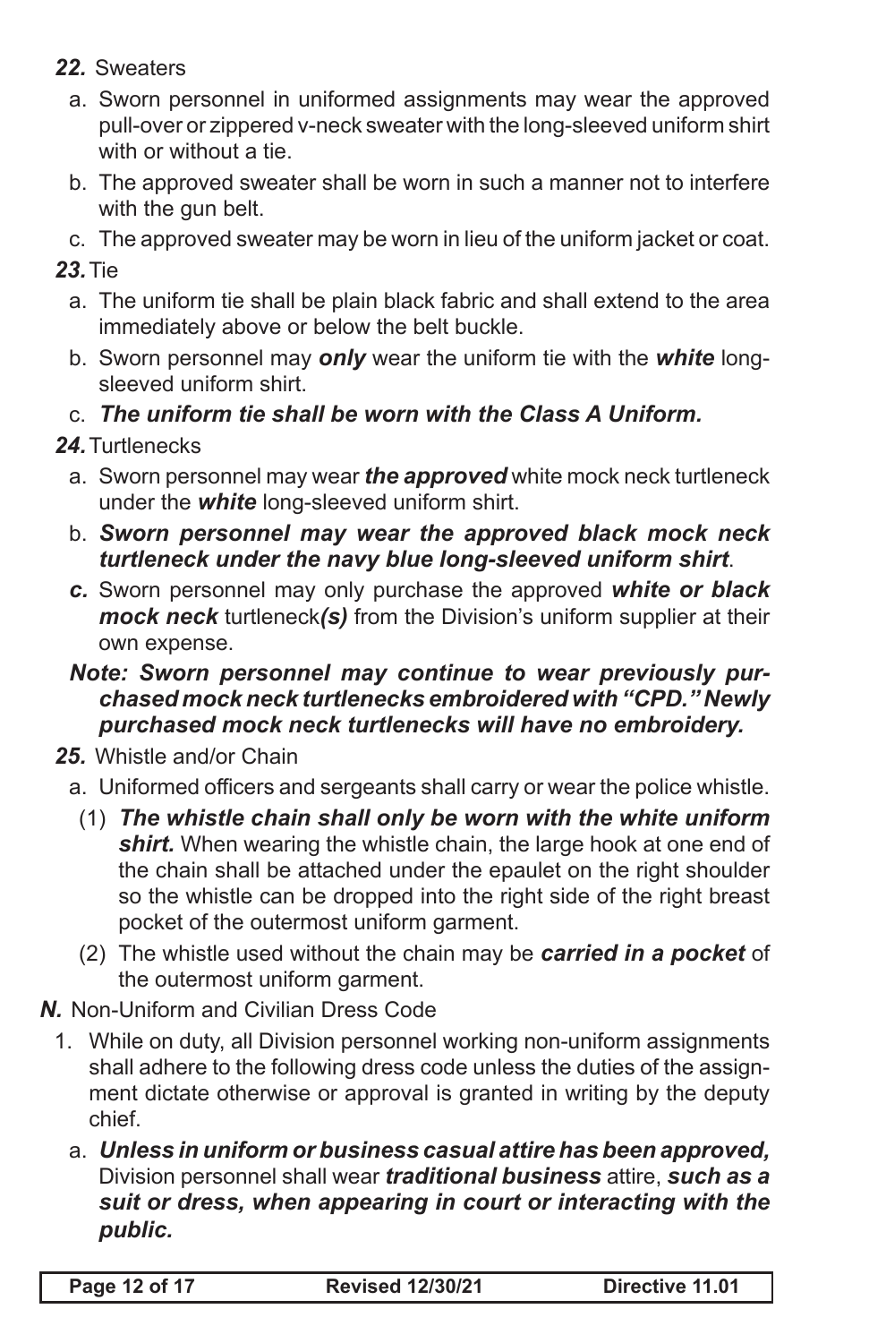***22.*** Sweaters

a. Sworn personnel in uniformed assignments may wear the approved pull-over or zippered v-neck sweater with the long-sleeved uniform shirt with or without a tie.

b. The approved sweater shall be worn in such a manner not to interfere with the gun belt.

c. The approved sweater may be worn in lieu of the uniform jacket or coat.

***23.*** Tie

a. The uniform tie shall be plain black fabric and shall extend to the area immediately above or below the belt buckle.

b. Sworn personnel may ***only*** wear the uniform tie with the ***white*** long-sleeved uniform shirt.

c. ***The uniform tie shall be worn with the Class A Uniform.***

***24.*** Turtlenecks

a. Sworn personnel may wear ***the approved*** white mock neck turtleneck under the ***white*** long-sleeved uniform shirt.

b. ***Sworn personnel may wear the approved black mock neck turtleneck under the navy blue long-sleeved uniform shirt***.

***c.*** Sworn personnel may only purchase the approved ***white or black mock neck*** turtleneck***(s)*** from the Division's uniform supplier at their own expense.

***Note: Sworn personnel may continue to wear previously purchased mock neck turtlenecks embroidered with "CPD." Newly purchased mock neck turtlenecks will have no embroidery.***

***25.*** Whistle and/or Chain

a. Uniformed officers and sergeants shall carry or wear the police whistle.

(1) ***The whistle chain shall only be worn with the white uniform shirt.*** When wearing the whistle chain, the large hook at one end of the chain shall be attached under the epaulet on the right shoulder so the whistle can be dropped into the right side of the right breast pocket of the outermost uniform garment.

(2) The whistle used without the chain may be ***carried in a pocket*** of the outermost uniform garment.

***N.*** Non-Uniform and Civilian Dress Code

1. While on duty, all Division personnel working non-uniform assignments shall adhere to the following dress code unless the duties of the assignment dictate otherwise or approval is granted in writing by the deputy chief.

a. ***Unless in uniform or business casual attire has been approved,*** Division personnel shall wear ***traditional business*** attire, ***such as a suit or dress, when appearing in court or interacting with the public.***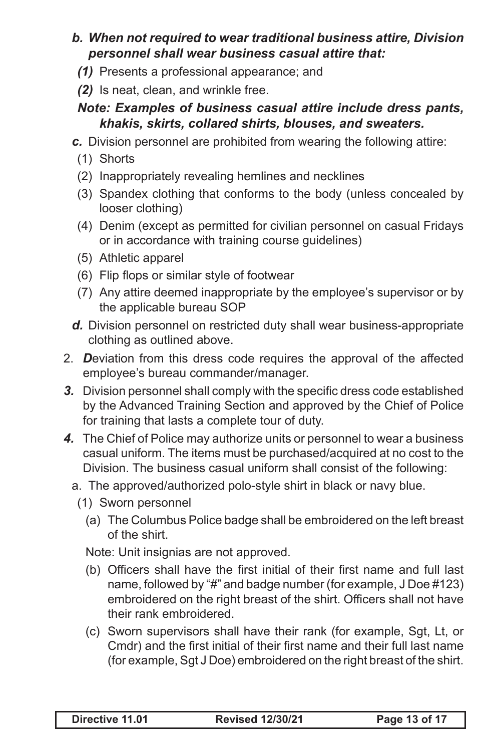*b.* ***When not required to wear traditional business attire, Division personnel shall wear business casual attire that:***

*(1)* Presents a professional appearance; and

*(2)* Is neat, clean, and wrinkle free.

***Note: Examples of business casual attire include dress pants, khakis, skirts, collared shirts, blouses, and sweaters.***

*c.* Division personnel are prohibited from wearing the following attire:

(1) Shorts

(2) Inappropriately revealing hemlines and necklines

(3) Spandex clothing that conforms to the body (unless concealed by looser clothing)

(4) Denim (except as permitted for civilian personnel on casual Fridays or in accordance with training course guidelines)

(5) Athletic apparel

(6) Flip flops or similar style of footwear

(7) Any attire deemed inappropriate by the employee's supervisor or by the applicable bureau SOP

*d.* Division personnel on restricted duty shall wear business-appropriate clothing as outlined above.

2. ***D***eviation from this dress code requires the approval of the affected employee's bureau commander/manager.

***3.*** Division personnel shall comply with the specific dress code established by the Advanced Training Section and approved by the Chief of Police for training that lasts a complete tour of duty.

***4.*** The Chief of Police may authorize units or personnel to wear a business casual uniform. The items must be purchased/acquired at no cost to the Division. The business casual uniform shall consist of the following:

a. The approved/authorized polo-style shirt in black or navy blue.

(1) Sworn personnel

(a) The Columbus Police badge shall be embroidered on the left breast of the shirt.

Note: Unit insignias are not approved.

(b) Officers shall have the first initial of their first name and full last name, followed by "#" and badge number (for example, J Doe #123) embroidered on the right breast of the shirt. Officers shall not have their rank embroidered.

(c) Sworn supervisors shall have their rank (for example, Sgt, Lt, or Cmdr) and the first initial of their first name and their full last name (for example, Sgt J Doe) embroidered on the right breast of the shirt.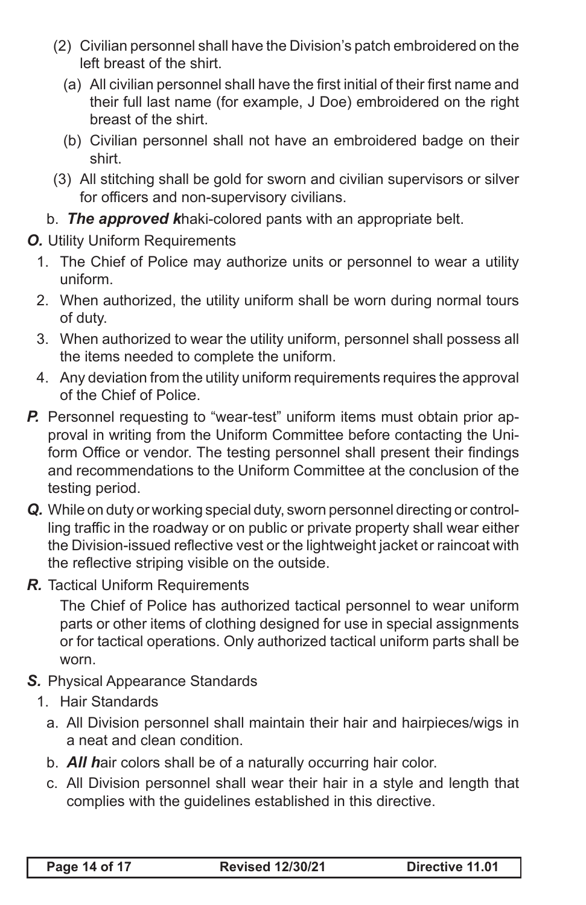(2) Civilian personnel shall have the Division's patch embroidered on the left breast of the shirt.

  (a) All civilian personnel shall have the first initial of their first name and their full last name (for example, J Doe) embroidered on the right breast of the shirt.

  (b) Civilian personnel shall not have an embroidered badge on their shirt.

(3) All stitching shall be gold for sworn and civilian supervisors or silver for officers and non-supervisory civilians.

b. ***The approved k***haki-colored pants with an appropriate belt.

***O.*** Utility Uniform Requirements

1. The Chief of Police may authorize units or personnel to wear a utility uniform.
2. When authorized, the utility uniform shall be worn during normal tours of duty.
3. When authorized to wear the utility uniform, personnel shall possess all the items needed to complete the uniform.
4. Any deviation from the utility uniform requirements requires the approval of the Chief of Police.

***P.*** Personnel requesting to "wear-test" uniform items must obtain prior approval in writing from the Uniform Committee before contacting the Uniform Office or vendor. The testing personnel shall present their findings and recommendations to the Uniform Committee at the conclusion of the testing period.

***Q.*** While on duty or working special duty, sworn personnel directing or controlling traffic in the roadway or on public or private property shall wear either the Division-issued reflective vest or the lightweight jacket or raincoat with the reflective striping visible on the outside.

***R.*** Tactical Uniform Requirements

The Chief of Police has authorized tactical personnel to wear uniform parts or other items of clothing designed for use in special assignments or for tactical operations. Only authorized tactical uniform parts shall be worn.

***S.*** Physical Appearance Standards

1. Hair Standards

  a. All Division personnel shall maintain their hair and hairpieces/wigs in a neat and clean condition.

  b. ***All h***air colors shall be of a naturally occurring hair color.

  c. All Division personnel shall wear their hair in a style and length that complies with the guidelines established in this directive.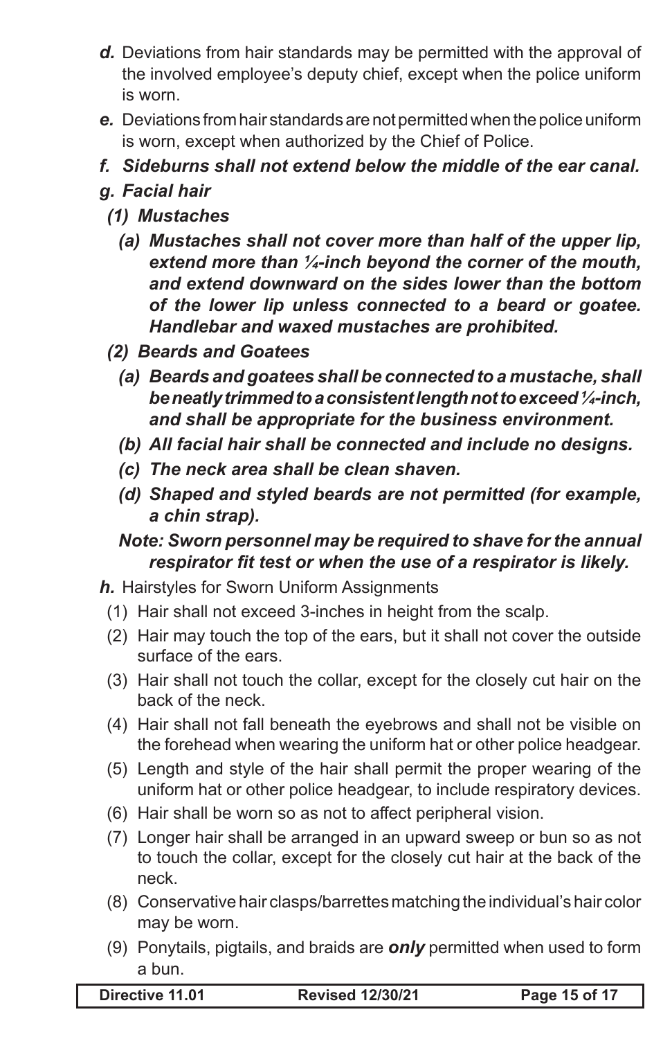***d.*** Deviations from hair standards may be permitted with the approval of the involved employee's deputy chief, except when the police uniform is worn.

***e.*** Deviations from hair standards are not permitted when the police uniform is worn, except when authorized by the Chief of Police.

***f. Sideburns shall not extend below the middle of the ear canal.***

***g. Facial hair***

***(1) Mustaches***

***(a) Mustaches shall not cover more than half of the upper lip, extend more than ¼-inch beyond the corner of the mouth, and extend downward on the sides lower than the bottom of the lower lip unless connected to a beard or goatee. Handlebar and waxed mustaches are prohibited.***

***(2) Beards and Goatees***

***(a) Beards and goatees shall be connected to a mustache, shall be neatly trimmed to a consistent length not to exceed ¼-inch, and shall be appropriate for the business environment.***

***(b) All facial hair shall be connected and include no designs.***

***(c) The neck area shall be clean shaven.***

***(d) Shaped and styled beards are not permitted (for example, a chin strap).***

***Note: Sworn personnel may be required to shave for the annual respirator fit test or when the use of a respirator is likely.***

***h.*** Hairstyles for Sworn Uniform Assignments

(1) Hair shall not exceed 3-inches in height from the scalp.

(2) Hair may touch the top of the ears, but it shall not cover the outside surface of the ears.

(3) Hair shall not touch the collar, except for the closely cut hair on the back of the neck.

(4) Hair shall not fall beneath the eyebrows and shall not be visible on the forehead when wearing the uniform hat or other police headgear.

(5) Length and style of the hair shall permit the proper wearing of the uniform hat or other police headgear, to include respiratory devices.

(6) Hair shall be worn so as not to affect peripheral vision.

(7) Longer hair shall be arranged in an upward sweep or bun so as not to touch the collar, except for the closely cut hair at the back of the neck.

(8) Conservative hair clasps/barrettes matching the individual's hair color may be worn.

(9) Ponytails, pigtails, and braids are ***only*** permitted when used to form a bun.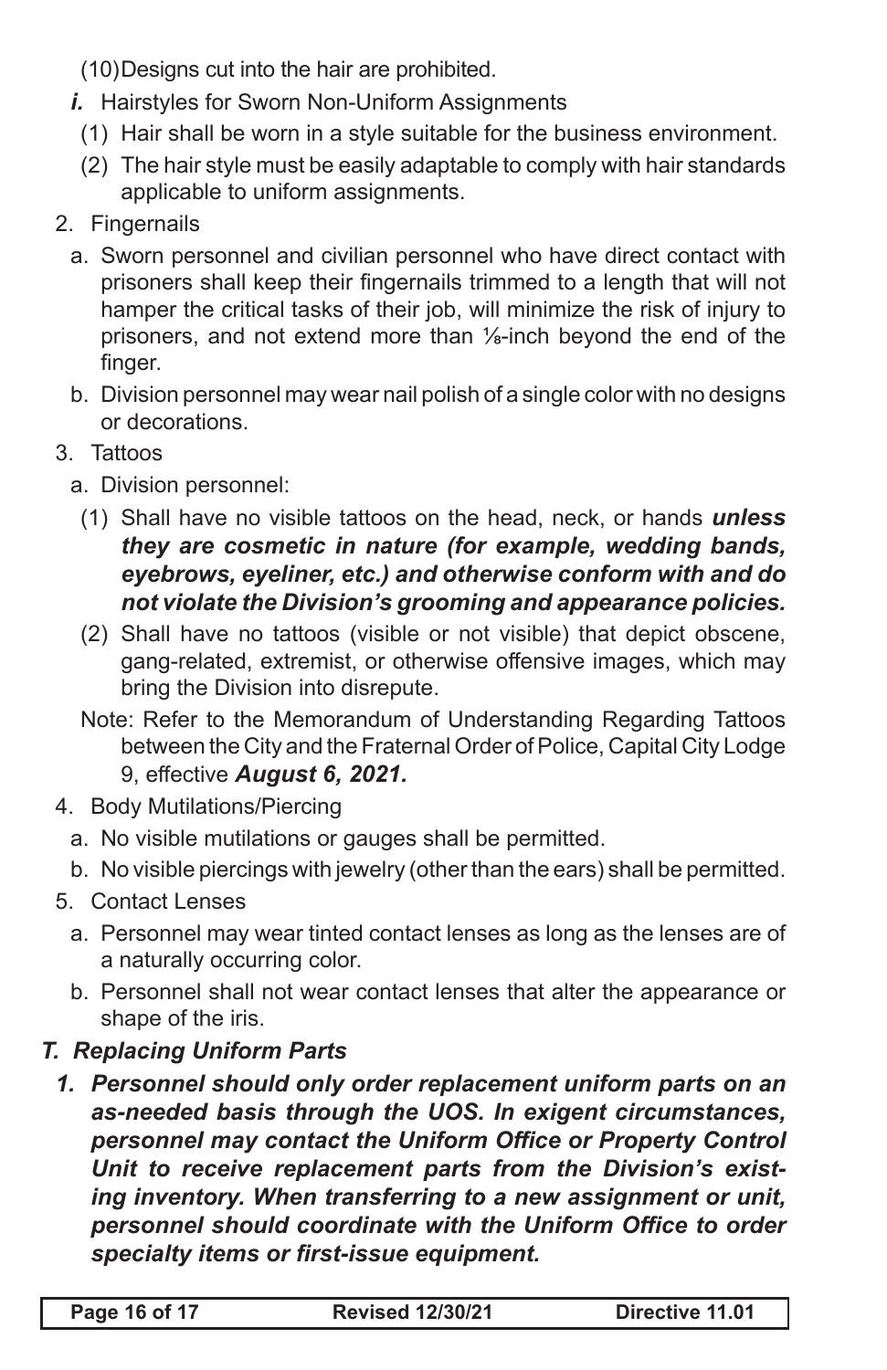(10) Designs cut into the hair are prohibited.

*i.* Hairstyles for Sworn Non-Uniform Assignments

(1) Hair shall be worn in a style suitable for the business environment.

(2) The hair style must be easily adaptable to comply with hair standards applicable to uniform assignments.

2. Fingernails

a. Sworn personnel and civilian personnel who have direct contact with prisoners shall keep their fingernails trimmed to a length that will not hamper the critical tasks of their job, will minimize the risk of injury to prisoners, and not extend more than ⅛-inch beyond the end of the finger.

b. Division personnel may wear nail polish of a single color with no designs or decorations.

3. Tattoos

a. Division personnel:

(1) Shall have no visible tattoos on the head, neck, or hands ***unless they are cosmetic in nature (for example, wedding bands, eyebrows, eyeliner, etc.) and otherwise conform with and do not violate the Division's grooming and appearance policies.***

(2) Shall have no tattoos (visible or not visible) that depict obscene, gang-related, extremist, or otherwise offensive images, which may bring the Division into disrepute.

Note: Refer to the Memorandum of Understanding Regarding Tattoos between the City and the Fraternal Order of Police, Capital City Lodge 9, effective ***August 6, 2021.***

4. Body Mutilations/Piercing

a. No visible mutilations or gauges shall be permitted.

b. No visible piercings with jewelry (other than the ears) shall be permitted.

5. Contact Lenses

a. Personnel may wear tinted contact lenses as long as the lenses are of a naturally occurring color.

b. Personnel shall not wear contact lenses that alter the appearance or shape of the iris.

## *T. Replacing Uniform Parts*

***1. Personnel should only order replacement uniform parts on an as-needed basis through the UOS. In exigent circumstances, personnel may contact the Uniform Office or Property Control Unit to receive replacement parts from the Division's existing inventory. When transferring to a new assignment or unit, personnel should coordinate with the Uniform Office to order specialty items or first-issue equipment.***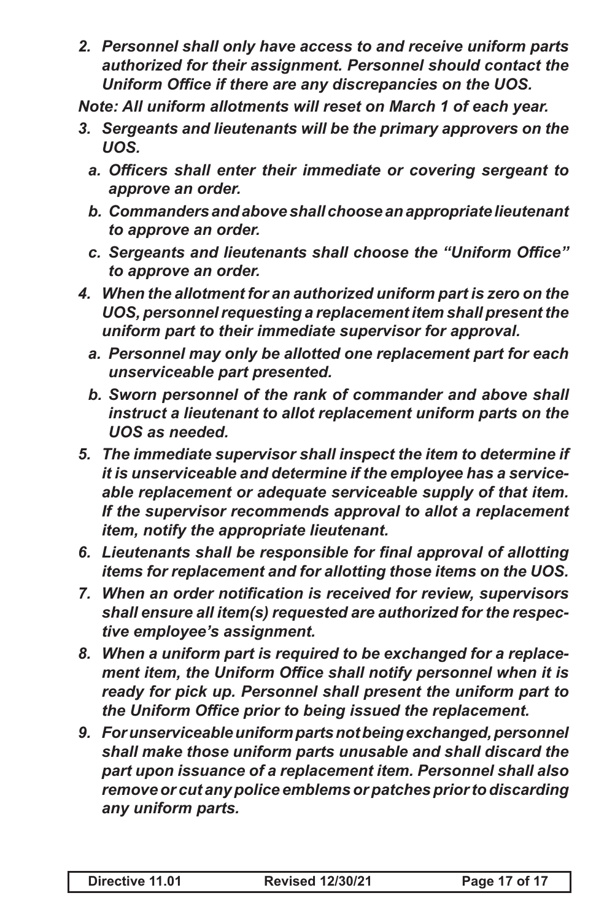2. *Personnel shall only have access to and receive uniform parts authorized for their assignment. Personnel should contact the Uniform Office if there are any discrepancies on the UOS.*

*Note: All uniform allotments will reset on March 1 of each year.*

3. *Sergeants and lieutenants will be the primary approvers on the UOS.*
   a. *Officers shall enter their immediate or covering sergeant to approve an order.*
   b. *Commanders and above shall choose an appropriate lieutenant to approve an order.*
   c. *Sergeants and lieutenants shall choose the "Uniform Office" to approve an order.*
4. *When the allotment for an authorized uniform part is zero on the UOS, personnel requesting a replacement item shall present the uniform part to their immediate supervisor for approval.*
   a. *Personnel may only be allotted one replacement part for each unserviceable part presented.*
   b. *Sworn personnel of the rank of commander and above shall instruct a lieutenant to allot replacement uniform parts on the UOS as needed.*
5. *The immediate supervisor shall inspect the item to determine if it is unserviceable and determine if the employee has a serviceable replacement or adequate serviceable supply of that item. If the supervisor recommends approval to allot a replacement item, notify the appropriate lieutenant.*
6. *Lieutenants shall be responsible for final approval of allotting items for replacement and for allotting those items on the UOS.*
7. *When an order notification is received for review, supervisors shall ensure all item(s) requested are authorized for the respective employee's assignment.*
8. *When a uniform part is required to be exchanged for a replacement item, the Uniform Office shall notify personnel when it is ready for pick up. Personnel shall present the uniform part to the Uniform Office prior to being issued the replacement.*
9. *For unserviceable uniform parts not being exchanged, personnel shall make those uniform parts unusable and shall discard the part upon issuance of a replacement item. Personnel shall also remove or cut any police emblems or patches prior to discarding any uniform parts.*